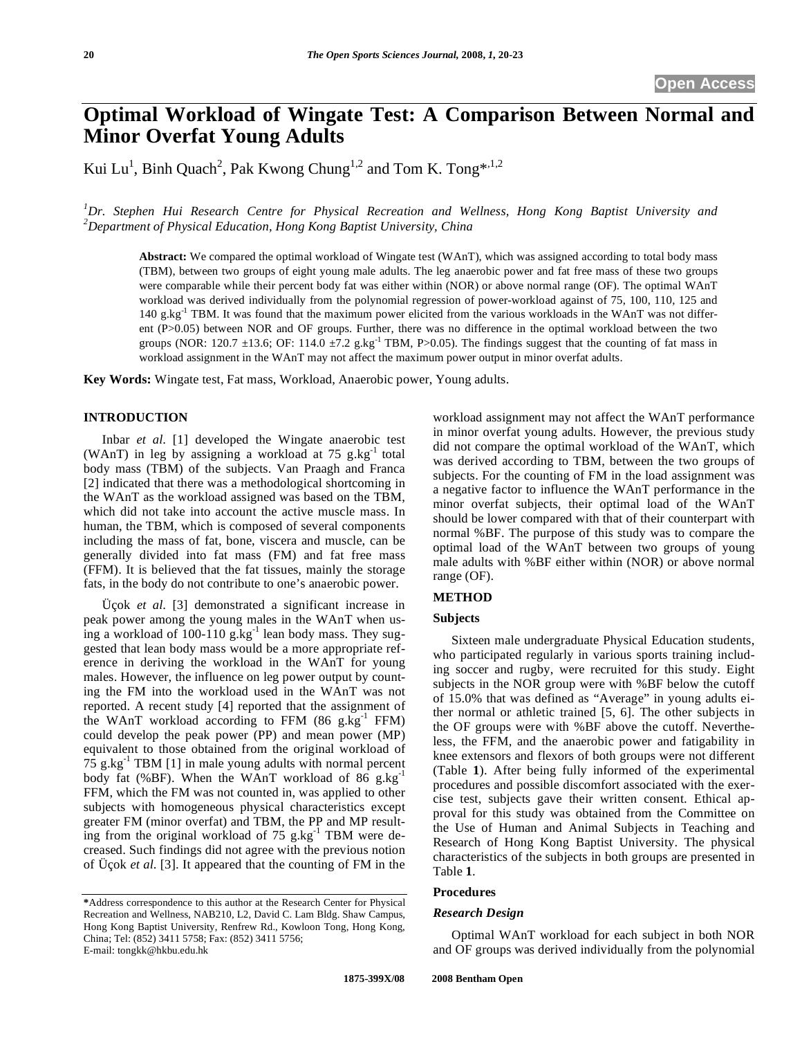# Optimal Workload of Wingate Test: A Comparison Between Normal and Minor Overfat Young Adults

Kui Lu[1], Binh Quach[2], Pak Kwong Chung[1,2] and Tom K. Tong*[,1,2]

[1]Dr. Stephen Hui Research Centre for Physical Recreation and Wellness, Hong Kong Baptist University and [2]Department of Physical Education, Hong Kong Baptist University, China

**Abstract:** We compared the optimal workload of Wingate test (WAnT), which was assigned according to total body mass (TBM), between two groups of eight young male adults. The leg anaerobic power and fat free mass of these two groups were comparable while their percent body fat was either within (NOR) or above normal range (OF). The optimal WAnT workload was derived individually from the polynomial regression of power-workload against of 75, 100, 110, 125 and 140 $g.kg^{-1}$ TBM. It was found that the maximum power elicited from the various workloads in the WAnT was not different ($P>0.05$) between NOR and OF groups. Further, there was no difference in the optimal workload between the two groups (NOR: 120.7 ±13.6; OF: 114.0 ±7.2 $g.kg^{-1}$ TBM, $P>0.05$). The findings suggest that the counting of fat mass in workload assignment in the WAnT may not affect the maximum power output in minor overfat adults.

**Key Words:** Wingate test, Fat mass, Workload, Anaerobic power, Young adults.

## INTRODUCTION

Inbar *et al.* [1] developed the Wingate anaerobic test (WAnT) in leg by assigning a workload at 75 $g.kg^{-1}$ total body mass (TBM) of the subjects. Van Praagh and Franca [2] indicated that there was a methodological shortcoming in the WAnT as the workload assigned was based on the TBM, which did not take into account the active muscle mass. In human, the TBM, which is composed of several components including the mass of fat, bone, viscera and muscle, can be generally divided into fat mass (FM) and fat free mass (FFM). It is believed that the fat tissues, mainly the storage fats, in the body do not contribute to one's anaerobic power.

Üçok *et al.* [3] demonstrated a significant increase in peak power among the young males in the WAnT when using a workload of 100-110 $g.kg^{-1}$ lean body mass. They suggested that lean body mass would be a more appropriate reference in deriving the workload in the WAnT for young males. However, the influence on leg power output by counting the FM into the workload used in the WAnT was not reported. A recent study [4] reported that the assignment of the WAnT workload according to FFM (86 $g.kg^{-1}$ FFM) could develop the peak power (PP) and mean power (MP) equivalent to those obtained from the original workload of 75 $g.kg^{-1}$ TBM [1] in male young adults with normal percent body fat (%BF). When the WAnT workload of 86 $g.kg^{-1}$ FFM, which the FM was not counted in, was applied to other subjects with homogeneous physical characteristics except greater FM (minor overfat) and TBM, the PP and MP resulting from the original workload of 75 $g.kg^{-1}$ TBM were decreased. Such findings did not agree with the previous notion of Üçok *et al.* [3]. It appeared that the counting of FM in the workload assignment may not affect the WAnT performance in minor overfat young adults. However, the previous study did not compare the optimal workload of the WAnT, which was derived according to TBM, between the two groups of subjects. For the counting of FM in the load assignment was a negative factor to influence the WAnT performance in the minor overfat subjects, their optimal load of the WAnT should be lower compared with that of their counterpart with normal %BF. The purpose of this study was to compare the optimal load of the WAnT between two groups of young male adults with %BF either within (NOR) or above normal range (OF).

## METHOD

### Subjects

Sixteen male undergraduate Physical Education students, who participated regularly in various sports training including soccer and rugby, were recruited for this study. Eight subjects in the NOR group were with %BF below the cutoff of 15.0% that was defined as "Average" in young adults either normal or athletic trained [5, 6]. The other subjects in the OF groups were with %BF above the cutoff. Nevertheless, the FFM, and the anaerobic power and fatigability in knee extensors and flexors of both groups were not different (Table **1**). After being fully informed of the experimental procedures and possible discomfort associated with the exercise test, subjects gave their written consent. Ethical approval for this study was obtained from the Committee on the Use of Human and Animal Subjects in Teaching and Research of Hong Kong Baptist University. The physical characteristics of the subjects in both groups are presented in Table **1**.

### Procedures

#### *Research Design*

Optimal WAnT workload for each subject in both NOR and OF groups was derived individually from the polynomial

*Address correspondence to this author at the Research Center for Physical Recreation and Wellness, NAB210, L2, David C. Lam Bldg. Shaw Campus, Hong Kong Baptist University, Renfrew Rd., Kowloon Tong, Hong Kong, China; Tel: (852) 3411 5758; Fax: (852) 3411 5756; E-mail: tongkk@hkbu.edu.hk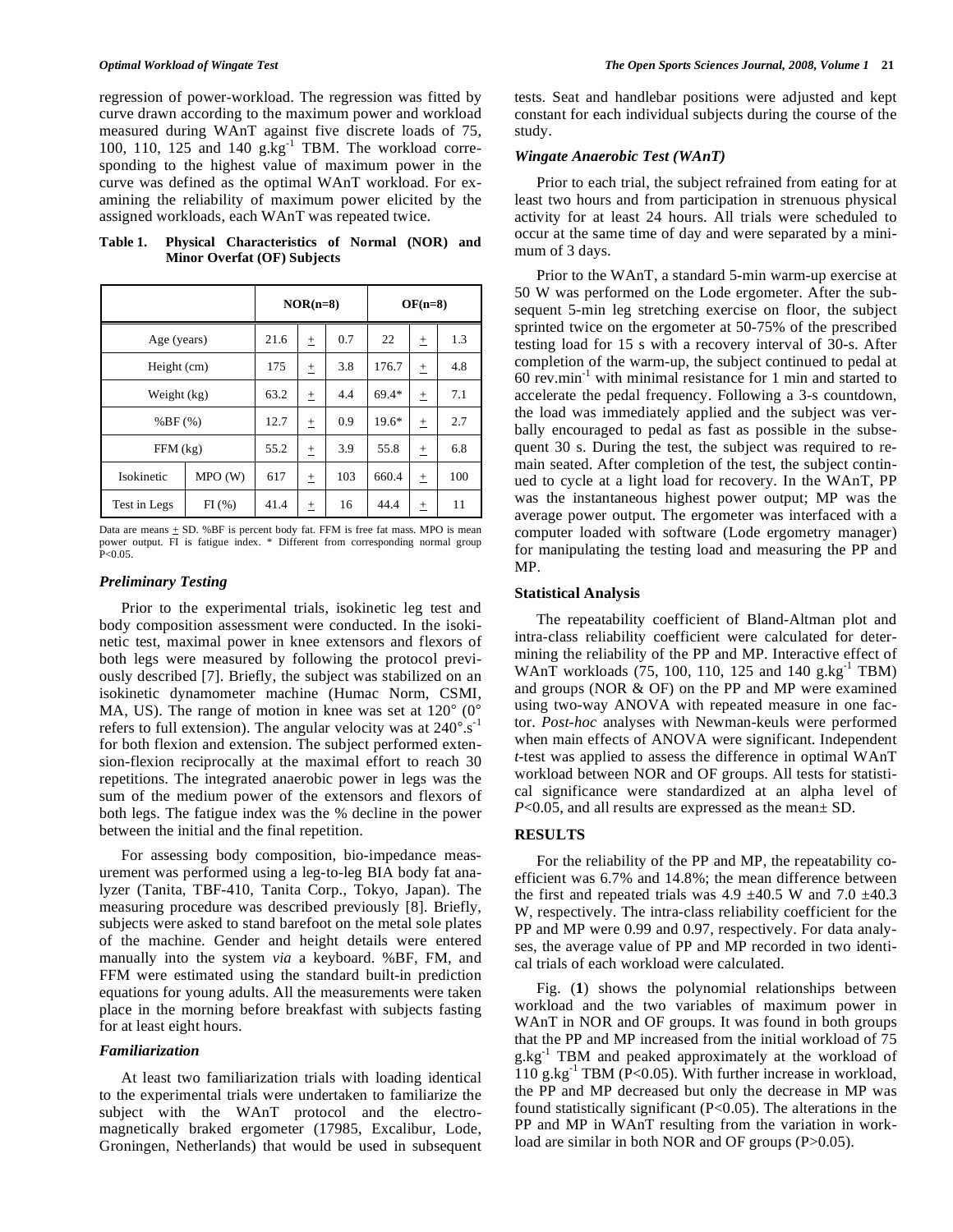regression of power-workload. The regression was fitted by curve drawn according to the maximum power and workload measured during WAnT against five discrete loads of 75, 100, 110, 125 and 140 $g.kg^{-1}$ TBM. The workload corresponding to the highest value of maximum power in the curve was defined as the optimal WAnT workload. For examining the reliability of maximum power elicited by the assigned workloads, each WAnT was repeated twice.

**Table 1. Physical Characteristics of Normal (NOR) and Minor Overfat (OF) Subjects**

| | | NOR(n=8) | | | OF(n=8) | | |
|---|---|---|---|---|---|---|---|
| Age (years) | | 21.6 | ± | 0.7 | 22 | ± | 1.3 |
| Height (cm) | | 175 | ± | 3.8 | 176.7 | ± | 4.8 |
| Weight (kg) | | 63.2 | ± | 4.4 | 69.4* | ± | 7.1 |
| %BF (%) | | 12.7 | ± | 0.9 | 19.6* | ± | 2.7 |
| FFM (kg) | | 55.2 | ± | 3.9 | 55.8 | ± | 6.8 |
| Isokinetic | MPO (W) | 617 | ± | 103 | 660.4 | ± | 100 |
| Test in Legs | FI (%) | 41.4 | ± | 16 | 44.4 | ± | 11 |

Data are means ± SD. %BF is percent body fat. FFM is free fat mass. MPO is mean power output. FI is fatigue index. * Different from corresponding normal group P<0.05.

### *Preliminary Testing*

Prior to the experimental trials, isokinetic leg test and body composition assessment were conducted. In the isokinetic test, maximal power in knee extensors and flexors of both legs were measured by following the protocol previously described [7]. Briefly, the subject was stabilized on an isokinetic dynamometer machine (Humac Norm, CSMI, MA, US). The range of motion in knee was set at 120° (0° refers to full extension). The angular velocity was at $240°.s^{-1}$ for both flexion and extension. The subject performed extension-flexion reciprocally at the maximal effort to reach 30 repetitions. The integrated anaerobic power in legs was the sum of the medium power of the extensors and flexors of both legs. The fatigue index was the % decline in the power between the initial and the final repetition.

For assessing body composition, bio-impedance measurement was performed using a leg-to-leg BIA body fat analyzer (Tanita, TBF-410, Tanita Corp., Tokyo, Japan). The measuring procedure was described previously [8]. Briefly, subjects were asked to stand barefoot on the metal sole plates of the machine. Gender and height details were entered manually into the system *via* a keyboard. %BF, FM, and FFM were estimated using the standard built-in prediction equations for young adults. All the measurements were taken place in the morning before breakfast with subjects fasting for at least eight hours.

### *Familiarization*

At least two familiarization trials with loading identical to the experimental trials were undertaken to familiarize the subject with the WAnT protocol and the electromagnetically braked ergometer (17985, Excalibur, Lode, Groningen, Netherlands) that would be used in subsequent tests. Seat and handlebar positions were adjusted and kept constant for each individual subjects during the course of the study.

### *Wingate Anaerobic Test (WAnT)*

Prior to each trial, the subject refrained from eating for at least two hours and from participation in strenuous physical activity for at least 24 hours. All trials were scheduled to occur at the same time of day and were separated by a minimum of 3 days.

Prior to the WAnT, a standard 5-min warm-up exercise at 50 W was performed on the Lode ergometer. After the subsequent 5-min leg stretching exercise on floor, the subject sprinted twice on the ergometer at 50-75% of the prescribed testing load for 15 s with a recovery interval of 30-s. After completion of the warm-up, the subject continued to pedal at 60 $rev.min^{-1}$ with minimal resistance for 1 min and started to accelerate the pedal frequency. Following a 3-s countdown, the load was immediately applied and the subject was verbally encouraged to pedal as fast as possible in the subsequent 30 s. During the test, the subject was required to remain seated. After completion of the test, the subject continued to cycle at a light load for recovery. In the WAnT, PP was the instantaneous highest power output; MP was the average power output. The ergometer was interfaced with a computer loaded with software (Lode ergometry manager) for manipulating the testing load and measuring the PP and MP.

### Statistical Analysis

The repeatability coefficient of Bland-Altman plot and intra-class reliability coefficient were calculated for determining the reliability of the PP and MP. Interactive effect of WAnT workloads (75, 100, 110, 125 and 140 $g.kg^{-1}$ TBM) and groups (NOR & OF) on the PP and MP were examined using two-way ANOVA with repeated measure in one factor. *Post-hoc* analyses with Newman-keuls were performed when main effects of ANOVA were significant. Independent *t*-test was applied to assess the difference in optimal WAnT workload between NOR and OF groups. All tests for statistical significance were standardized at an alpha level of $P<0.05$, and all results are expressed as the mean± SD.

## RESULTS

For the reliability of the PP and MP, the repeatability coefficient was 6.7% and 14.8%; the mean difference between the first and repeated trials was 4.9 ±40.5 W and 7.0 ±40.3 W, respectively. The intra-class reliability coefficient for the PP and MP were 0.99 and 0.97, respectively. For data analyses, the average value of PP and MP recorded in two identical trials of each workload were calculated.

Fig. (**1**) shows the polynomial relationships between workload and the two variables of maximum power in WAnT in NOR and OF groups. It was found in both groups that the PP and MP increased from the initial workload of 75 $g.kg^{-1}$ TBM and peaked approximately at the workload of 110 $g.kg^{-1}$ TBM ($P<0.05$). With further increase in workload, the PP and MP decreased but only the decrease in MP was found statistically significant ($P<0.05$). The alterations in the PP and MP in WAnT resulting from the variation in workload are similar in both NOR and OF groups ($P>0.05$).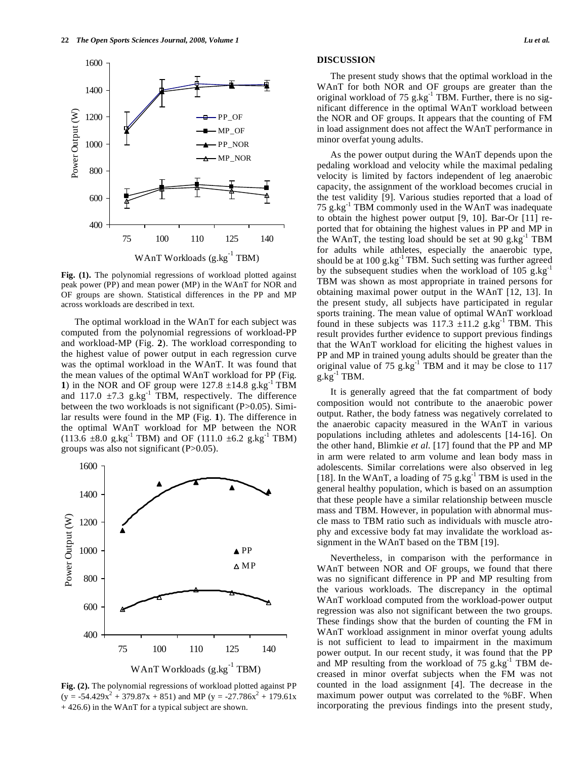Fig. (1). The polynomial regressions of workload plotted against peak power (PP) and mean power (MP) in the WAnT for NOR and OF groups are shown. Statistical differences in the PP and MP across workloads are described in text.

The optimal workload in the WAnT for each subject was computed from the polynomial regressions of workload-PP and workload-MP (Fig. **2**). The workload corresponding to the highest value of power output in each regression curve was the optimal workload in the WAnT. It was found that the mean values of the optimal WAnT workload for PP (Fig. **1**) in the NOR and OF group were 127.8 ±14.8 $g.kg^{-1}$ TBM and 117.0 ±7.3 $g.kg^{-1}$ TBM, respectively. The difference between the two workloads is not significant (P>0.05). Similar results were found in the MP (Fig. **1**). The difference in the optimal WAnT workload for MP between the NOR (113.6 ±8.0 $g.kg^{-1}$ TBM) and OF (111.0 ±6.2 $g.kg^{-1}$ TBM) groups was also not significant (P>0.05).

Fig. (2). The polynomial regressions of workload plotted against PP ($y = -54.429x^2 + 379.87x + 851$) and MP ($y = -27.786x^2 + 179.61x + 426.6$) in the WAnT for a typical subject are shown.

## DISCUSSION

The present study shows that the optimal workload in the WAnT for both NOR and OF groups are greater than the original workload of 75 $g.kg^{-1}$ TBM. Further, there is no significant difference in the optimal WAnT workload between the NOR and OF groups. It appears that the counting of FM in load assignment does not affect the WAnT performance in minor overfat young adults.

As the power output during the WAnT depends upon the pedaling workload and velocity while the maximal pedaling velocity is limited by factors independent of leg anaerobic capacity, the assignment of the workload becomes crucial in the test validity [9]. Various studies reported that a load of 75 $g.kg^{-1}$ TBM commonly used in the WAnT was inadequate to obtain the highest power output [9, 10]. Bar-Or [11] reported that for obtaining the highest values in PP and MP in the WAnT, the testing load should be set at 90 $g.kg^{-1}$ TBM for adults while athletes, especially the anaerobic type, should be at 100 $g.kg^{-1}$ TBM. Such setting was further agreed by the subsequent studies when the workload of 105 $g.kg^{-1}$ TBM was shown as most appropriate in trained persons for obtaining maximal power output in the WAnT [12, 13]. In the present study, all subjects have participated in regular sports training. The mean value of optimal WAnT workload found in these subjects was 117.3 ±11.2 $g.kg^{-1}$ TBM. This result provides further evidence to support previous findings that the WAnT workload for eliciting the highest values in PP and MP in trained young adults should be greater than the original value of 75 $g.kg^{-1}$ TBM and it may be close to 117 $g.kg^{-1}$ TBM.

It is generally agreed that the fat compartment of body composition would not contribute to the anaerobic power output. Rather, the body fatness was negatively correlated to the anaerobic capacity measured in the WAnT in various populations including athletes and adolescents [14-16]. On the other hand, Blimkie *et al.* [17] found that the PP and MP in arm were related to arm volume and lean body mass in adolescents. Similar correlations were also observed in leg [18]. In the WAnT, a loading of 75 $g.kg^{-1}$ TBM is used in the general healthy population, which is based on an assumption that these people have a similar relationship between muscle mass and TBM. However, in population with abnormal muscle mass to TBM ratio such as individuals with muscle atrophy and excessive body fat may invalidate the workload assignment in the WAnT based on the TBM [19].

Nevertheless, in comparison with the performance in WAnT between NOR and OF groups, we found that there was no significant difference in PP and MP resulting from the various workloads. The discrepancy in the optimal WAnT workload computed from the workload-power output regression was also not significant between the two groups. These findings show that the burden of counting the FM in WAnT workload assignment in minor overfat young adults is not sufficient to lead to impairment in the maximum power output. In our recent study, it was found that the PP and MP resulting from the workload of 75 $g.kg^{-1}$ TBM decreased in minor overfat subjects when the FM was not counted in the load assignment [4]. The decrease in the maximum power output was correlated to the %BF. When incorporating the previous findings into the present study,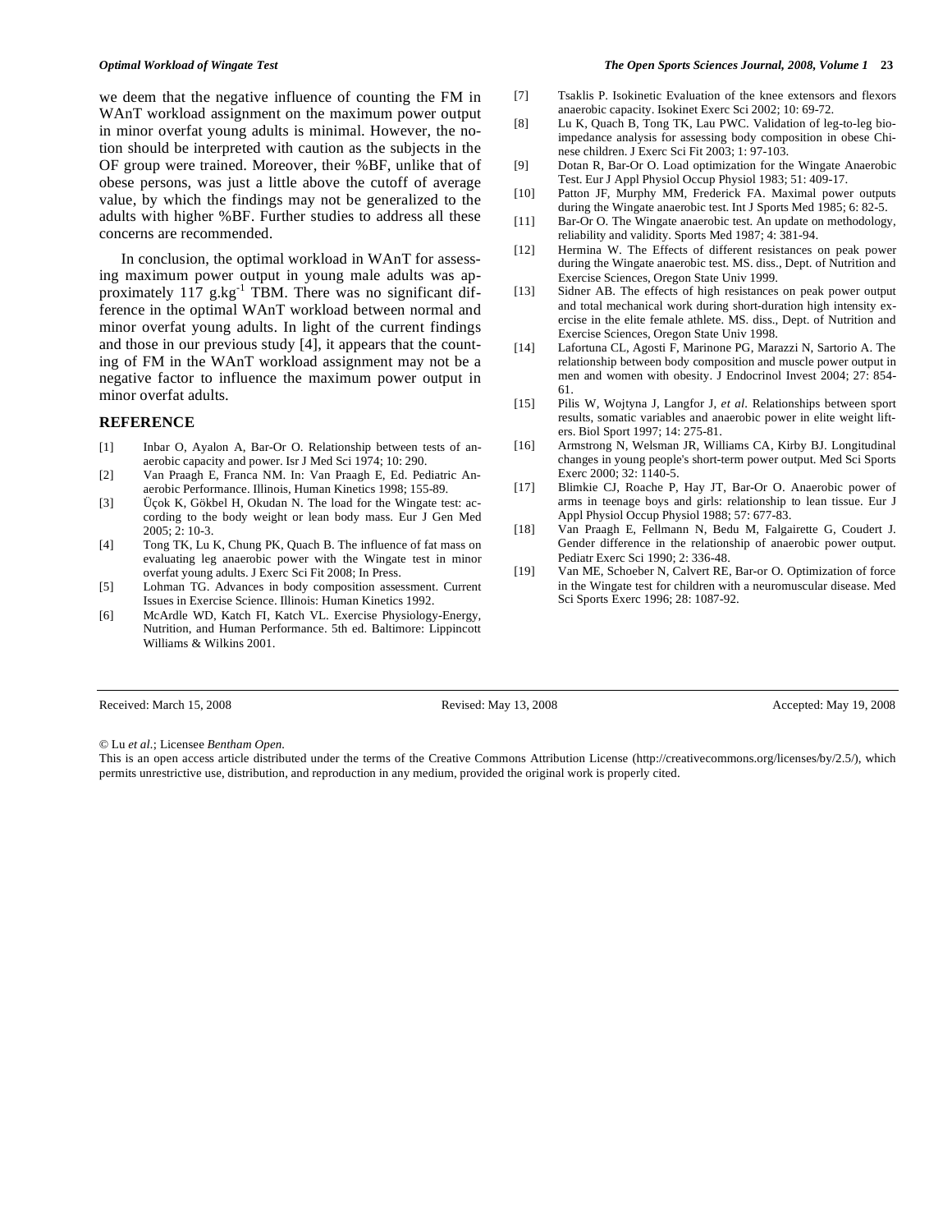we deem that the negative influence of counting the FM in WAnT workload assignment on the maximum power output in minor overfat young adults is minimal. However, the notion should be interpreted with caution as the subjects in the OF group were trained. Moreover, their %BF, unlike that of obese persons, was just a little above the cutoff of average value, by which the findings may not be generalized to the adults with higher %BF. Further studies to address all these concerns are recommended.

In conclusion, the optimal workload in WAnT for assessing maximum power output in young male adults was approximately 117 $g.kg^{-1}$ TBM. There was no significant difference in the optimal WAnT workload between normal and minor overfat young adults. In light of the current findings and those in our previous study [4], it appears that the counting of FM in the WAnT workload assignment may not be a negative factor to influence the maximum power output in minor overfat adults.

## REFERENCE

[1] Inbar O, Ayalon A, Bar-Or O. Relationship between tests of anaerobic capacity and power. Isr J Med Sci 1974; 10: 290.

[2] Van Praagh E, Franca NM. In: Van Praagh E, Ed. Pediatric Anaerobic Performance. Illinois, Human Kinetics 1998; 155-89.

[3] Üçok K, Gökbel H, Okudan N. The load for the Wingate test: according to the body weight or lean body mass. Eur J Gen Med 2005; 2: 10-3.

[4] Tong TK, Lu K, Chung PK, Quach B. The influence of fat mass on evaluating leg anaerobic power with the Wingate test in minor overfat young adults. J Exerc Sci Fit 2008; In Press.

[5] Lohman TG. Advances in body composition assessment. Current Issues in Exercise Science. Illinois: Human Kinetics 1992.

[6] McArdle WD, Katch FI, Katch VL. Exercise Physiology-Energy, Nutrition, and Human Performance. 5th ed. Baltimore: Lippincott Williams & Wilkins 2001.

[7] Tsaklis P. Isokinetic Evaluation of the knee extensors and flexors anaerobic capacity. Isokinet Exerc Sci 2002; 10: 69-72.

[8] Lu K, Quach B, Tong TK, Lau PWC. Validation of leg-to-leg bioimpedance analysis for assessing body composition in obese Chinese children. J Exerc Sci Fit 2003; 1: 97-103.

[9] Dotan R, Bar-Or O. Load optimization for the Wingate Anaerobic Test. Eur J Appl Physiol Occup Physiol 1983; 51: 409-17.

[10] Patton JF, Murphy MM, Frederick FA. Maximal power outputs during the Wingate anaerobic test. Int J Sports Med 1985; 6: 82-5.

[11] Bar-Or O. The Wingate anaerobic test. An update on methodology, reliability and validity. Sports Med 1987; 4: 381-94.

[12] Hermina W. The Effects of different resistances on peak power during the Wingate anaerobic test. MS. diss., Dept. of Nutrition and Exercise Sciences, Oregon State Univ 1999.

[13] Sidner AB. The effects of high resistances on peak power output and total mechanical work during short-duration high intensity exercise in the elite female athlete. MS. diss., Dept. of Nutrition and Exercise Sciences, Oregon State Univ 1998.

[14] Lafortuna CL, Agosti F, Marinone PG, Marazzi N, Sartorio A. The relationship between body composition and muscle power output in men and women with obesity. J Endocrinol Invest 2004; 27: 854-61.

[15] Pilis W, Wojtyna J, Langfor J, *et al*. Relationships between sport results, somatic variables and anaerobic power in elite weight lifters. Biol Sport 1997; 14: 275-81.

[16] Armstrong N, Welsman JR, Williams CA, Kirby BJ. Longitudinal changes in young people's short-term power output. Med Sci Sports Exerc 2000; 32: 1140-5.

[17] Blimkie CJ, Roache P, Hay JT, Bar-Or O. Anaerobic power of arms in teenage boys and girls: relationship to lean tissue. Eur J Appl Physiol Occup Physiol 1988; 57: 677-83.

[18] Van Praagh E, Fellmann N, Bedu M, Falgairette G, Coudert J. Gender difference in the relationship of anaerobic power output. Pediatr Exerc Sci 1990; 2: 336-48.

[19] Van ME, Schoeber N, Calvert RE, Bar-or O. Optimization of force in the Wingate test for children with a neuromuscular disease. Med Sci Sports Exerc 1996; 28: 1087-92.

Received: March 15, 2008 Revised: May 13, 2008 Accepted: May 19, 2008

© Lu *et al*.; Licensee *Bentham Open*.

This is an open access article distributed under the terms of the Creative Commons Attribution License (http://creativecommons.org/licenses/by/2.5/), which permits unrestrictive use, distribution, and reproduction in any medium, provided the original work is properly cited.